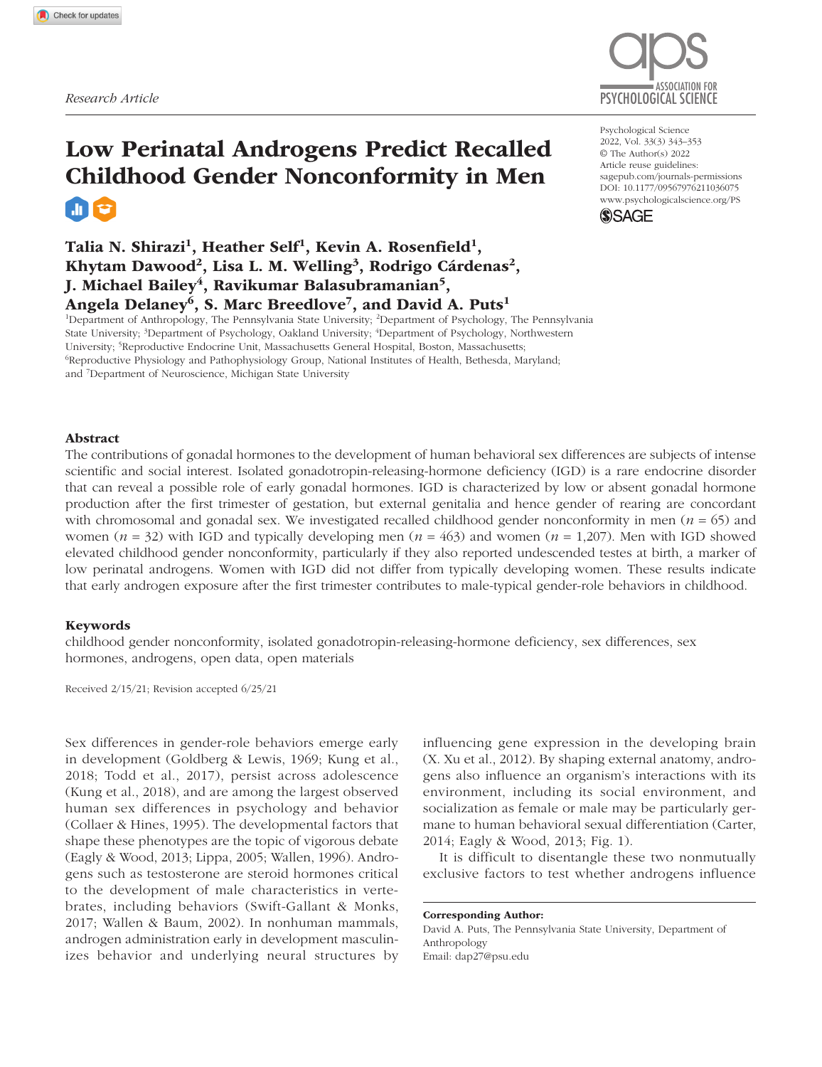Research Article

# Low Perinatal Androgens Predict Recalled Childhood Gender Nonconformity in Men

Psychological Science
2022, Vol. 33(3) 343–353
© The Author(s) 2022
Article reuse guidelines:
sagepub.com/journals-permissions
DOI: 10.1177/09567976211036075
www.psychologicalscience.org/PS

**Talia N. Shirazi[1], Heather Self[1], Kevin A. Rosenfield[1], Khytam Dawood[2], Lisa L. M. Welling[3], Rodrigo Cárdenas[2], J. Michael Bailey[4], Ravikumar Balasubramanian[5], Angela Delaney[6], S. Marc Breedlove[7], and David A. Puts[1]**

[1]Department of Anthropology, The Pennsylvania State University; [2]Department of Psychology, The Pennsylvania State University; [3]Department of Psychology, Oakland University; [4]Department of Psychology, Northwestern University; [5]Reproductive Endocrine Unit, Massachusetts General Hospital, Boston, Massachusetts; [6]Reproductive Physiology and Pathophysiology Group, National Institutes of Health, Bethesda, Maryland; and [7]Department of Neuroscience, Michigan State University

## Abstract

The contributions of gonadal hormones to the development of human behavioral sex differences are subjects of intense scientific and social interest. Isolated gonadotropin-releasing-hormone deficiency (IGD) is a rare endocrine disorder that can reveal a possible role of early gonadal hormones. IGD is characterized by low or absent gonadal hormone production after the first trimester of gestation, but external genitalia and hence gender of rearing are concordant with chromosomal and gonadal sex. We investigated recalled childhood gender nonconformity in men ($n$ = 65) and women ($n$ = 32) with IGD and typically developing men ($n$ = 463) and women ($n$ = 1,207). Men with IGD showed elevated childhood gender nonconformity, particularly if they also reported undescended testes at birth, a marker of low perinatal androgens. Women with IGD did not differ from typically developing women. These results indicate that early androgen exposure after the first trimester contributes to male-typical gender-role behaviors in childhood.

### Keywords

childhood gender nonconformity, isolated gonadotropin-releasing-hormone deficiency, sex differences, sex hormones, androgens, open data, open materials

Received 2/15/21; Revision accepted 6/25/21

Sex differences in gender-role behaviors emerge early in development (Goldberg & Lewis, 1969; Kung et al., 2018; Todd et al., 2017), persist across adolescence (Kung et al., 2018), and are among the largest observed human sex differences in psychology and behavior (Collaer & Hines, 1995). The developmental factors that shape these phenotypes are the topic of vigorous debate (Eagly & Wood, 2013; Lippa, 2005; Wallen, 1996). Androgens such as testosterone are steroid hormones critical to the development of male characteristics in vertebrates, including behaviors (Swift-Gallant & Monks, 2017; Wallen & Baum, 2002). In nonhuman mammals, androgen administration early in development masculinizes behavior and underlying neural structures by influencing gene expression in the developing brain (X. Xu et al., 2012). By shaping external anatomy, androgens also influence an organism's interactions with its environment, including its social environment, and socialization as female or male may be particularly germane to human behavioral sexual differentiation (Carter, 2014; Eagly & Wood, 2013; Fig. 1).

It is difficult to disentangle these two nonmutually exclusive factors to test whether androgens influence

**Corresponding Author:**
David A. Puts, The Pennsylvania State University, Department of Anthropology
Email: dap27@psu.edu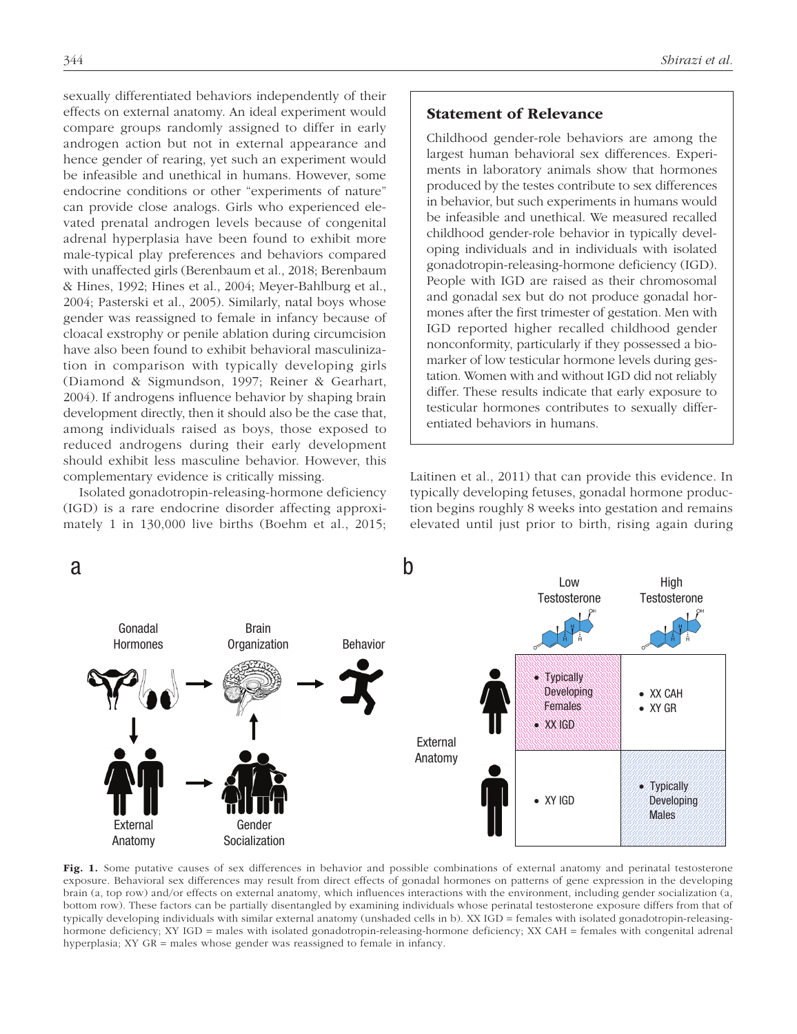sexually differentiated behaviors independently of their effects on external anatomy. An ideal experiment would compare groups randomly assigned to differ in early androgen action but not in external appearance and hence gender of rearing, yet such an experiment would be infeasible and unethical in humans. However, some endocrine conditions or other "experiments of nature" can provide close analogs. Girls who experienced elevated prenatal androgen levels because of congenital adrenal hyperplasia have been found to exhibit more male-typical play preferences and behaviors compared with unaffected girls (Berenbaum et al., 2018; Berenbaum & Hines, 1992; Hines et al., 2004; Meyer-Bahlburg et al., 2004; Pasterski et al., 2005). Similarly, natal boys whose gender was reassigned to female in infancy because of cloacal exstrophy or penile ablation during circumcision have also been found to exhibit behavioral masculinization in comparison with typically developing girls (Diamond & Sigmundson, 1997; Reiner & Gearhart, 2004). If androgens influence behavior by shaping brain development directly, then it should also be the case that, among individuals raised as boys, those exposed to reduced androgens during their early development should exhibit less masculine behavior. However, this complementary evidence is critically missing.

Isolated gonadotropin-releasing-hormone deficiency (IGD) is a rare endocrine disorder affecting approximately 1 in 130,000 live births (Boehm et al., 2015; Laitinen et al., 2011) that can provide this evidence. In typically developing fetuses, gonadal hormone production begins roughly 8 weeks into gestation and remains elevated until just prior to birth, rising again during

## Statement of Relevance

Childhood gender-role behaviors are among the largest human behavioral sex differences. Experiments in laboratory animals show that hormones produced by the testes contribute to sex differences in behavior, but such experiments in humans would be infeasible and unethical. We measured recalled childhood gender-role behavior in typically developing individuals and in individuals with isolated gonadotropin-releasing-hormone deficiency (IGD). People with IGD are raised as their chromosomal and gonadal sex but do not produce gonadal hormones after the first trimester of gestation. Men with IGD reported higher recalled childhood gender nonconformity, particularly if they possessed a biomarker of low testicular hormone levels during gestation. Women with and without IGD did not reliably differ. These results indicate that early exposure to testicular hormones contributes to sexually differentiated behaviors in humans.

**Fig. 1.** Some putative causes of sex differences in behavior and possible combinations of external anatomy and perinatal testosterone exposure. Behavioral sex differences may result from direct effects of gonadal hormones on patterns of gene expression in the developing brain (a, top row) and/or effects on external anatomy, which influences interactions with the environment, including gender socialization (a, bottom row). These factors can be partially disentangled by examining individuals whose perinatal testosterone exposure differs from that of typically developing individuals with similar external anatomy (unshaded cells in b). XX IGD = females with isolated gonadotropin-releasing-hormone deficiency; XY IGD = males with isolated gonadotropin-releasing-hormone deficiency; XX CAH = females with congenital adrenal hyperplasia; XY GR = males whose gender was reassigned to female in infancy.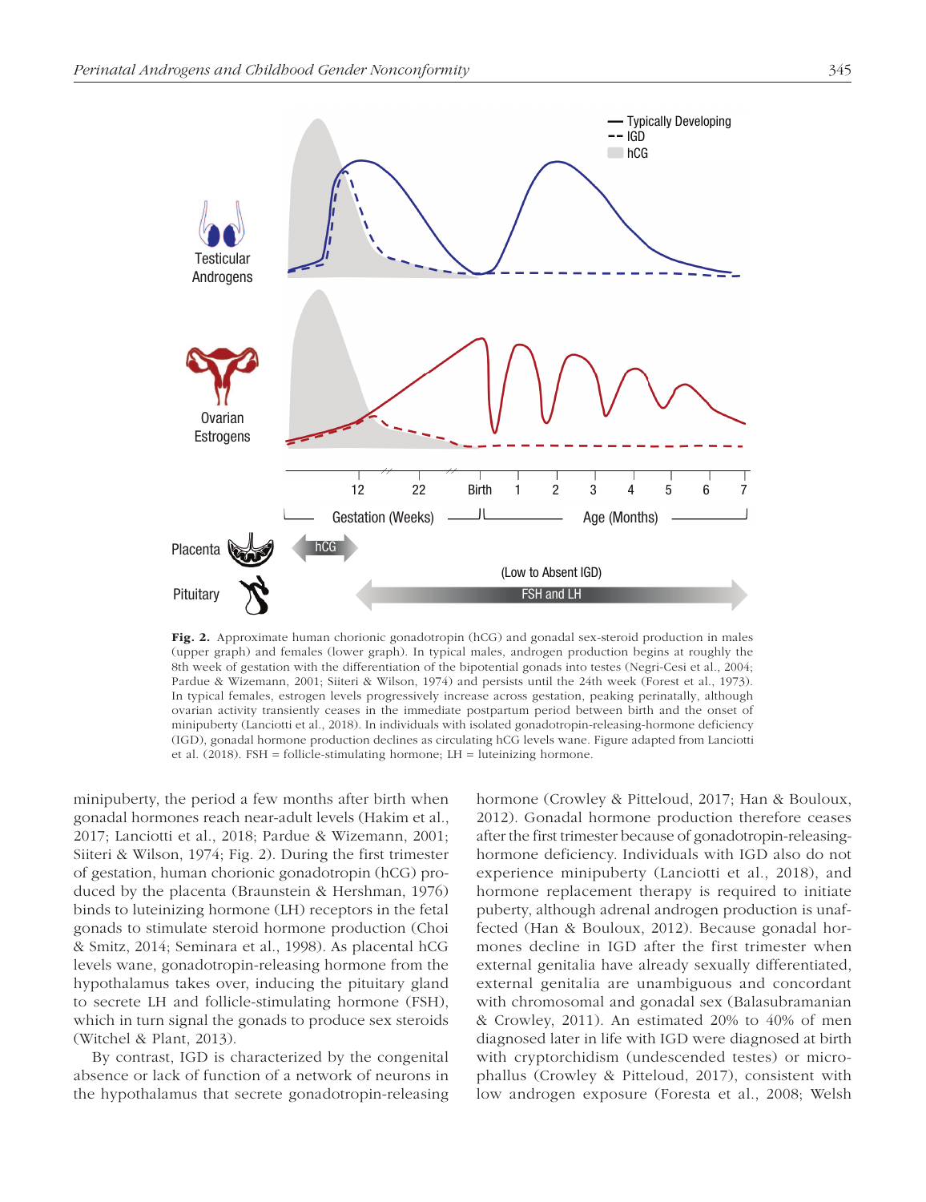**Fig. 2.** Approximate human chorionic gonadotropin (hCG) and gonadal sex-steroid production in males (upper graph) and females (lower graph). In typical males, androgen production begins at roughly the 8th week of gestation with the differentiation of the bipotential gonads into testes (Negri-Cesi et al., 2004; Pardue & Wizemann, 2001; Siiteri & Wilson, 1974) and persists until the 24th week (Forest et al., 1973). In typical females, estrogen levels progressively increase across gestation, peaking perinatally, although ovarian activity transiently ceases in the immediate postpartum period between birth and the onset of minipuberty (Lanciotti et al., 2018). In individuals with isolated gonadotropin-releasing-hormone deficiency (IGD), gonadal hormone production declines as circulating hCG levels wane. Figure adapted from Lanciotti et al. (2018). FSH = follicle-stimulating hormone; LH = luteinizing hormone.

minipuberty, the period a few months after birth when gonadal hormones reach near-adult levels (Hakim et al., 2017; Lanciotti et al., 2018; Pardue & Wizemann, 2001; Siiteri & Wilson, 1974; Fig. 2). During the first trimester of gestation, human chorionic gonadotropin (hCG) produced by the placenta (Braunstein & Hershman, 1976) binds to luteinizing hormone (LH) receptors in the fetal gonads to stimulate steroid hormone production (Choi & Smitz, 2014; Seminara et al., 1998). As placental hCG levels wane, gonadotropin-releasing hormone from the hypothalamus takes over, inducing the pituitary gland to secrete LH and follicle-stimulating hormone (FSH), which in turn signal the gonads to produce sex steroids (Witchel & Plant, 2013).

By contrast, IGD is characterized by the congenital absence or lack of function of a network of neurons in the hypothalamus that secrete gonadotropin-releasing hormone (Crowley & Pitteloud, 2017; Han & Bouloux, 2012). Gonadal hormone production therefore ceases after the first trimester because of gonadotropin-releasing-hormone deficiency. Individuals with IGD also do not experience minipuberty (Lanciotti et al., 2018), and hormone replacement therapy is required to initiate puberty, although adrenal androgen production is unaffected (Han & Bouloux, 2012). Because gonadal hormones decline in IGD after the first trimester when external genitalia have already sexually differentiated, external genitalia are unambiguous and concordant with chromosomal and gonadal sex (Balasubramanian & Crowley, 2011). An estimated 20% to 40% of men diagnosed later in life with IGD were diagnosed at birth with cryptorchidism (undescended testes) or microphallus (Crowley & Pitteloud, 2017), consistent with low androgen exposure (Foresta et al., 2008; Welsh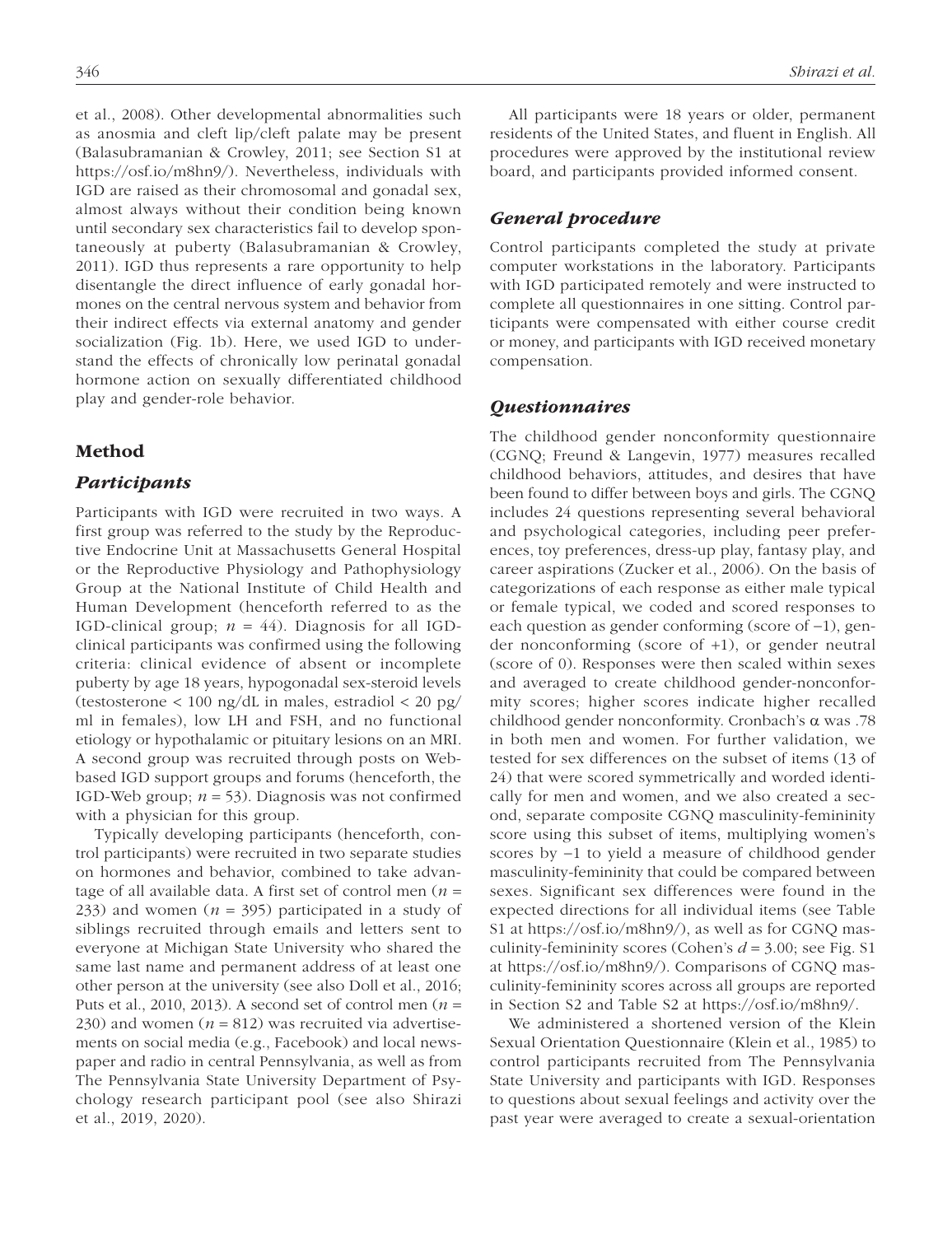et al., 2008). Other developmental abnormalities such as anosmia and cleft lip/cleft palate may be present (Balasubramanian & Crowley, 2011; see Section S1 at https://osf.io/m8hn9/). Nevertheless, individuals with IGD are raised as their chromosomal and gonadal sex, almost always without their condition being known until secondary sex characteristics fail to develop spontaneously at puberty (Balasubramanian & Crowley, 2011). IGD thus represents a rare opportunity to help disentangle the direct influence of early gonadal hormones on the central nervous system and behavior from their indirect effects via external anatomy and gender socialization (Fig. 1b). Here, we used IGD to understand the effects of chronically low perinatal gonadal hormone action on sexually differentiated childhood play and gender-role behavior.

## Method

### *Participants*

Participants with IGD were recruited in two ways. A first group was referred to the study by the Reproductive Endocrine Unit at Massachusetts General Hospital or the Reproductive Physiology and Pathophysiology Group at the National Institute of Child Health and Human Development (henceforth referred to as the IGD-clinical group; $n$ = 44). Diagnosis for all IGD-clinical participants was confirmed using the following criteria: clinical evidence of absent or incomplete puberty by age 18 years, hypogonadal sex-steroid levels (testosterone < 100 ng/dL in males, estradiol < 20 pg/ml in females), low LH and FSH, and no functional etiology or hypothalamic or pituitary lesions on an MRI. A second group was recruited through posts on Web-based IGD support groups and forums (henceforth, the IGD-Web group; $n$ = 53). Diagnosis was not confirmed with a physician for this group.

Typically developing participants (henceforth, control participants) were recruited in two separate studies on hormones and behavior, combined to take advantage of all available data. A first set of control men ($n$ = 233) and women ($n$ = 395) participated in a study of siblings recruited through emails and letters sent to everyone at Michigan State University who shared the same last name and permanent address of at least one other person at the university (see also Doll et al., 2016; Puts et al., 2010, 2013). A second set of control men ($n$ = 230) and women ($n$ = 812) was recruited via advertisements on social media (e.g., Facebook) and local newspaper and radio in central Pennsylvania, as well as from The Pennsylvania State University Department of Psychology research participant pool (see also Shirazi et al., 2019, 2020).

All participants were 18 years or older, permanent residents of the United States, and fluent in English. All procedures were approved by the institutional review board, and participants provided informed consent.

### *General procedure*

Control participants completed the study at private computer workstations in the laboratory. Participants with IGD participated remotely and were instructed to complete all questionnaires in one sitting. Control participants were compensated with either course credit or money, and participants with IGD received monetary compensation.

### *Questionnaires*

The childhood gender nonconformity questionnaire (CGNQ; Freund & Langevin, 1977) measures recalled childhood behaviors, attitudes, and desires that have been found to differ between boys and girls. The CGNQ includes 24 questions representing several behavioral and psychological categories, including peer preferences, toy preferences, dress-up play, fantasy play, and career aspirations (Zucker et al., 2006). On the basis of categorizations of each response as either male typical or female typical, we coded and scored responses to each question as gender conforming (score of −1), gender nonconforming (score of +1), or gender neutral (score of 0). Responses were then scaled within sexes and averaged to create childhood gender-nonconformity scores; higher scores indicate higher recalled childhood gender nonconformity. Cronbach's $\alpha$ was .78 in both men and women. For further validation, we tested for sex differences on the subset of items (13 of 24) that were scored symmetrically and worded identically for men and women, and we also created a second, separate composite CGNQ masculinity-femininity score using this subset of items, multiplying women's scores by −1 to yield a measure of childhood gender masculinity-femininity that could be compared between sexes. Significant sex differences were found in the expected directions for all individual items (see Table S1 at https://osf.io/m8hn9/), as well as for CGNQ masculinity-femininity scores (Cohen's $d$ = 3.00; see Fig. S1 at https://osf.io/m8hn9/). Comparisons of CGNQ masculinity-femininity scores across all groups are reported in Section S2 and Table S2 at https://osf.io/m8hn9/.

We administered a shortened version of the Klein Sexual Orientation Questionnaire (Klein et al., 1985) to control participants recruited from The Pennsylvania State University and participants with IGD. Responses to questions about sexual feelings and activity over the past year were averaged to create a sexual-orientation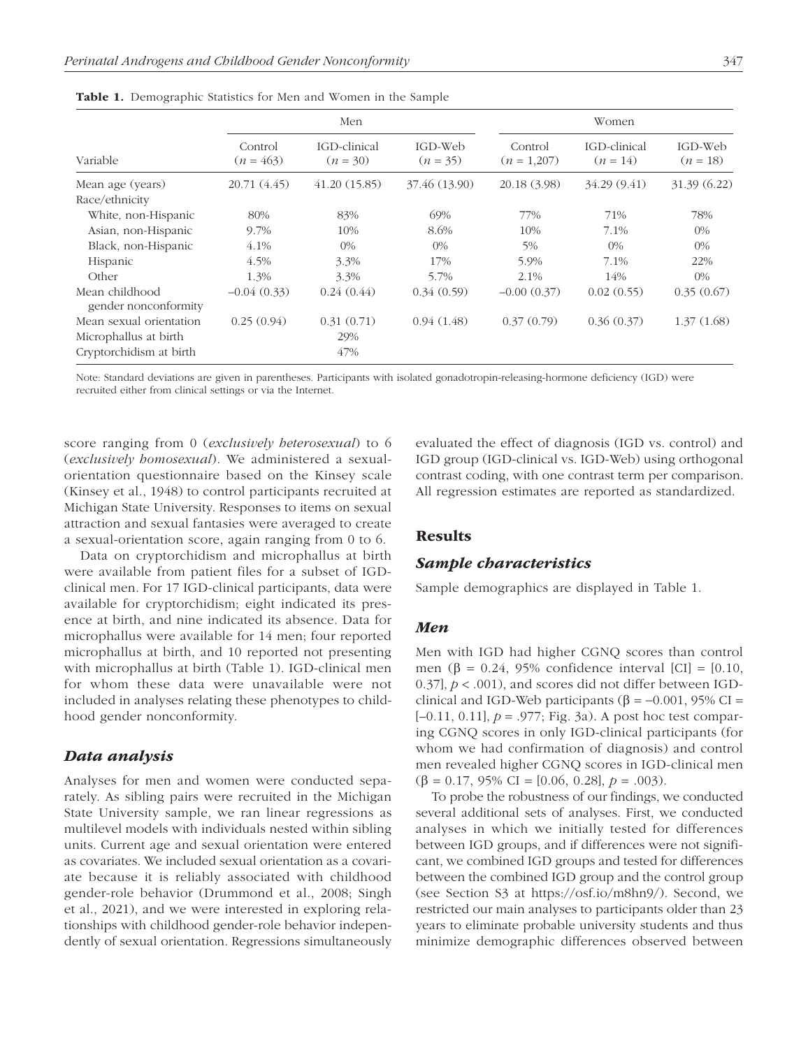**Table 1.** Demographic Statistics for Men and Women in the Sample

| Variable | Men | | | Women | | |
|---|---|---|---|---|---|---|
| | Control ($n$ = 463) | IGD-clinical ($n$ = 30) | IGD-Web ($n$ = 35) | Control ($n$ = 1,207) | IGD-clinical ($n$ = 14) | IGD-Web ($n$ = 18) |
| Mean age (years) | 20.71 (4.45) | 41.20 (15.85) | 37.46 (13.90) | 20.18 (3.98) | 34.29 (9.41) | 31.39 (6.22) |
| Race/ethnicity | | | | | | |
| White, non-Hispanic | 80% | 83% | 69% | 77% | 71% | 78% |
| Asian, non-Hispanic | 9.7% | 10% | 8.6% | 10% | 7.1% | 0% |
| Black, non-Hispanic | 4.1% | 0% | 0% | 5% | 0% | 0% |
| Hispanic | 4.5% | 3.3% | 17% | 5.9% | 7.1% | 22% |
| Other | 1.3% | 3.3% | 5.7% | 2.1% | 14% | 0% |
| Mean childhood gender nonconformity | −0.04 (0.33) | 0.24 (0.44) | 0.34 (0.59) | −0.00 (0.37) | 0.02 (0.55) | 0.35 (0.67) |
| Mean sexual orientation | 0.25 (0.94) | 0.31 (0.71) | 0.94 (1.48) | 0.37 (0.79) | 0.36 (0.37) | 1.37 (1.68) |
| Microphallus at birth | | 29% | | | | |
| Cryptorchidism at birth | | 47% | | | | |

Note: Standard deviations are given in parentheses. Participants with isolated gonadotropin-releasing-hormone deficiency (IGD) were recruited either from clinical settings or via the Internet.

score ranging from 0 (*exclusively heterosexual*) to 6 (*exclusively homosexual*). We administered a sexual-orientation questionnaire based on the Kinsey scale (Kinsey et al., 1948) to control participants recruited at Michigan State University. Responses to items on sexual attraction and sexual fantasies were averaged to create a sexual-orientation score, again ranging from 0 to 6.

Data on cryptorchidism and microphallus at birth were available from patient files for a subset of IGD-clinical men. For 17 IGD-clinical participants, data were available for cryptorchidism; eight indicated its presence at birth, and nine indicated its absence. Data for microphallus were available for 14 men; four reported microphallus at birth, and 10 reported not presenting with microphallus at birth (Table 1). IGD-clinical men for whom these data were unavailable were not included in analyses relating these phenotypes to childhood gender nonconformity.

### Data analysis

Analyses for men and women were conducted separately. As sibling pairs were recruited in the Michigan State University sample, we ran linear regressions as multilevel models with individuals nested within sibling units. Current age and sexual orientation were entered as covariates. We included sexual orientation as a covariate because it is reliably associated with childhood gender-role behavior (Drummond et al., 2008; Singh et al., 2021), and we were interested in exploring relationships with childhood gender-role behavior independently of sexual orientation. Regressions simultaneously evaluated the effect of diagnosis (IGD vs. control) and IGD group (IGD-clinical vs. IGD-Web) using orthogonal contrast coding, with one contrast term per comparison. All regression estimates are reported as standardized.

## Results

### Sample characteristics

Sample demographics are displayed in Table 1.

### Men

Men with IGD had higher CGNQ scores than control men ($\beta$ = 0.24, 95% confidence interval [CI] = [0.10, 0.37], $p < .001$), and scores did not differ between IGD-clinical and IGD-Web participants ($\beta$ = −0.001, 95% CI = [−0.11, 0.11], $p$ = .977; Fig. 3a). A post hoc test comparing CGNQ scores in only IGD-clinical participants (for whom we had confirmation of diagnosis) and control men revealed higher CGNQ scores in IGD-clinical men ($\beta$ = 0.17, 95% CI = [0.06, 0.28], $p$ = .003).

To probe the robustness of our findings, we conducted several additional sets of analyses. First, we conducted analyses in which we initially tested for differences between IGD groups, and if differences were not significant, we combined IGD groups and tested for differences between the combined IGD group and the control group (see Section S3 at https://osf.io/m8hn9/). Second, we restricted our main analyses to participants older than 23 years to eliminate probable university students and thus minimize demographic differences observed between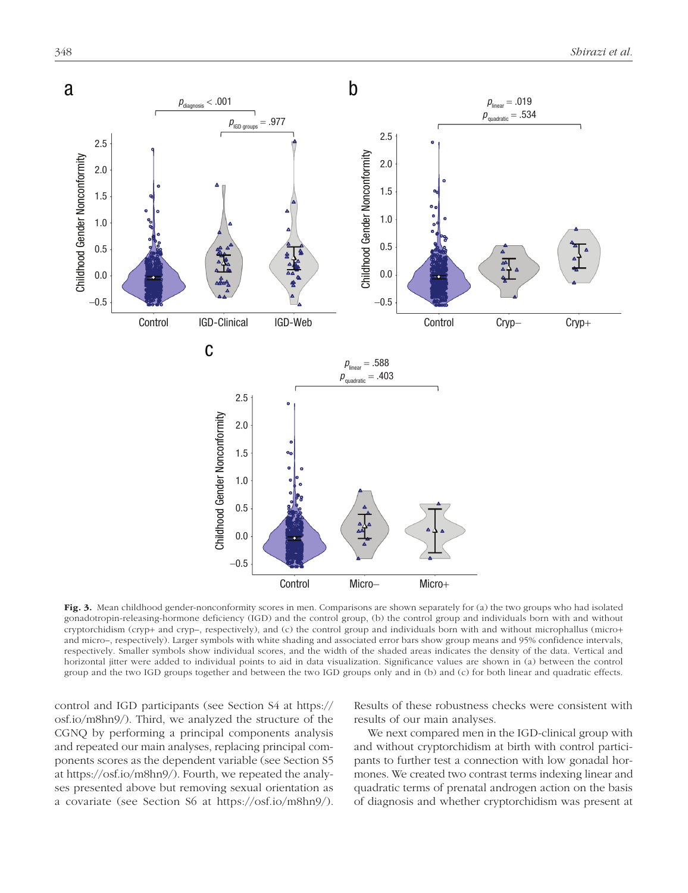**Fig. 3.** Mean childhood gender-nonconformity scores in men. Comparisons are shown separately for (a) the two groups who had isolated gonadotropin-releasing-hormone deficiency (IGD) and the control group, (b) the control group and individuals born with and without cryptorchidism (cryp+ and cryp–, respectively), and (c) the control group and individuals born with and without microphallus (micro+ and micro–, respectively). Larger symbols with white shading and associated error bars show group means and 95% confidence intervals, respectively. Smaller symbols show individual scores, and the width of the shaded areas indicates the density of the data. Vertical and horizontal jitter were added to individual points to aid in data visualization. Significance values are shown in (a) between the control group and the two IGD groups together and between the two IGD groups only and in (b) and (c) for both linear and quadratic effects.

control and IGD participants (see Section S4 at https://osf.io/m8hn9/). Third, we analyzed the structure of the CGNQ by performing a principal components analysis and repeated our main analyses, replacing principal components scores as the dependent variable (see Section S5 at https://osf.io/m8hn9/). Fourth, we repeated the analyses presented above but removing sexual orientation as a covariate (see Section S6 at https://osf.io/m8hn9/). Results of these robustness checks were consistent with results of our main analyses.

We next compared men in the IGD-clinical group with and without cryptorchidism at birth with control participants to further test a connection with low gonadal hormones. We created two contrast terms indexing linear and quadratic terms of prenatal androgen action on the basis of diagnosis and whether cryptorchidism was present at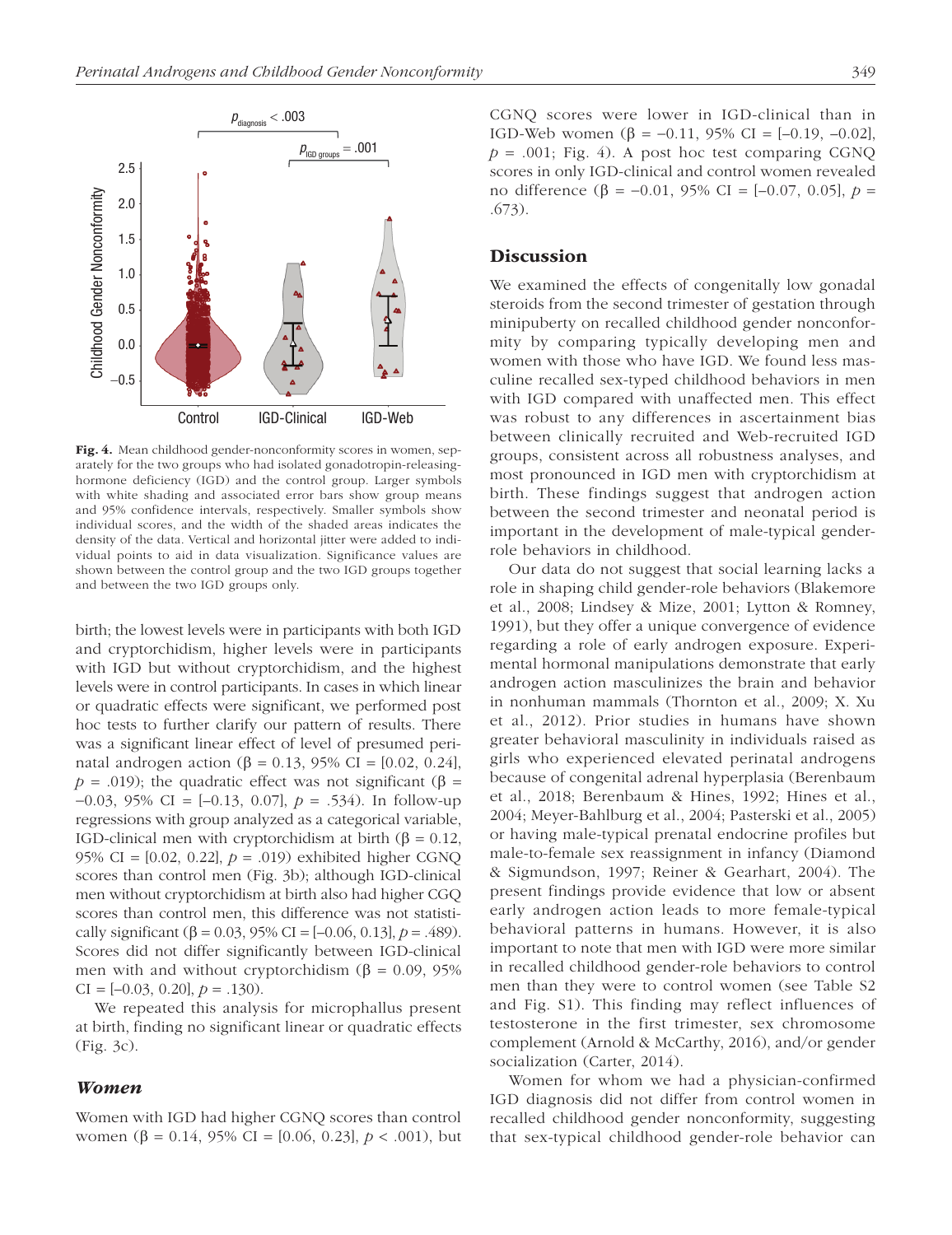Fig. 4. Mean childhood gender-nonconformity scores in women, separately for the two groups who had isolated gonadotropin-releasing-hormone deficiency (IGD) and the control group. Larger symbols with white shading and associated error bars show group means and 95% confidence intervals, respectively. Smaller symbols show individual scores, and the width of the shaded areas indicates the density of the data. Vertical and horizontal jitter were added to individual points to aid in data visualization. Significance values are shown between the control group and the two IGD groups together and between the two IGD groups only.

birth; the lowest levels were in participants with both IGD and cryptorchidism, higher levels were in participants with IGD but without cryptorchidism, and the highest levels were in control participants. In cases in which linear or quadratic effects were significant, we performed post hoc tests to further clarify our pattern of results. There was a significant linear effect of level of presumed perinatal androgen action (β = 0.13, 95% CI = [0.02, 0.24], $p$ = .019); the quadratic effect was not significant (β = −0.03, 95% CI = [−0.13, 0.07], $p$ = .534). In follow-up regressions with group analyzed as a categorical variable, IGD-clinical men with cryptorchidism at birth (β = 0.12, 95% CI = [0.02, 0.22], $p$ = .019) exhibited higher CGNQ scores than control men (Fig. 3b); although IGD-clinical men without cryptorchidism at birth also had higher CGQ scores than control men, this difference was not statistically significant (β = 0.03, 95% CI = [−0.06, 0.13], $p$ = .489). Scores did not differ significantly between IGD-clinical men with and without cryptorchidism (β = 0.09, 95% CI = [−0.03, 0.20], $p$ = .130).

We repeated this analysis for microphallus present at birth, finding no significant linear or quadratic effects (Fig. 3c).

### *Women*

Women with IGD had higher CGNQ scores than control women (β = 0.14, 95% CI = [0.06, 0.23], $p$ < .001), but CGNQ scores were lower in IGD-clinical than in IGD-Web women (β = −0.11, 95% CI = [−0.19, −0.02], $p$ = .001; Fig. 4). A post hoc test comparing CGNQ scores in only IGD-clinical and control women revealed no difference (β = −0.01, 95% CI = [−0.07, 0.05], $p$ = .673).

## Discussion

We examined the effects of congenitally low gonadal steroids from the second trimester of gestation through minipuberty on recalled childhood gender nonconformity by comparing typically developing men and women with those who have IGD. We found less masculine recalled sex-typed childhood behaviors in men with IGD compared with unaffected men. This effect was robust to any differences in ascertainment bias between clinically recruited and Web-recruited IGD groups, consistent across all robustness analyses, and most pronounced in IGD men with cryptorchidism at birth. These findings suggest that androgen action between the second trimester and neonatal period is important in the development of male-typical gender-role behaviors in childhood.

Our data do not suggest that social learning lacks a role in shaping child gender-role behaviors (Blakemore et al., 2008; Lindsey & Mize, 2001; Lytton & Romney, 1991), but they offer a unique convergence of evidence regarding a role of early androgen exposure. Experimental hormonal manipulations demonstrate that early androgen action masculinizes the brain and behavior in nonhuman mammals (Thornton et al., 2009; X. Xu et al., 2012). Prior studies in humans have shown greater behavioral masculinity in individuals raised as girls who experienced elevated perinatal androgens because of congenital adrenal hyperplasia (Berenbaum et al., 2018; Berenbaum & Hines, 1992; Hines et al., 2004; Meyer-Bahlburg et al., 2004; Pasterski et al., 2005) or having male-typical prenatal endocrine profiles but male-to-female sex reassignment in infancy (Diamond & Sigmundson, 1997; Reiner & Gearhart, 2004). The present findings provide evidence that low or absent early androgen action leads to more female-typical behavioral patterns in humans. However, it is also important to note that men with IGD were more similar in recalled childhood gender-role behaviors to control men than they were to control women (see Table S2 and Fig. S1). This finding may reflect influences of testosterone in the first trimester, sex chromosome complement (Arnold & McCarthy, 2016), and/or gender socialization (Carter, 2014).

Women for whom we had a physician-confirmed IGD diagnosis did not differ from control women in recalled childhood gender nonconformity, suggesting that sex-typical childhood gender-role behavior can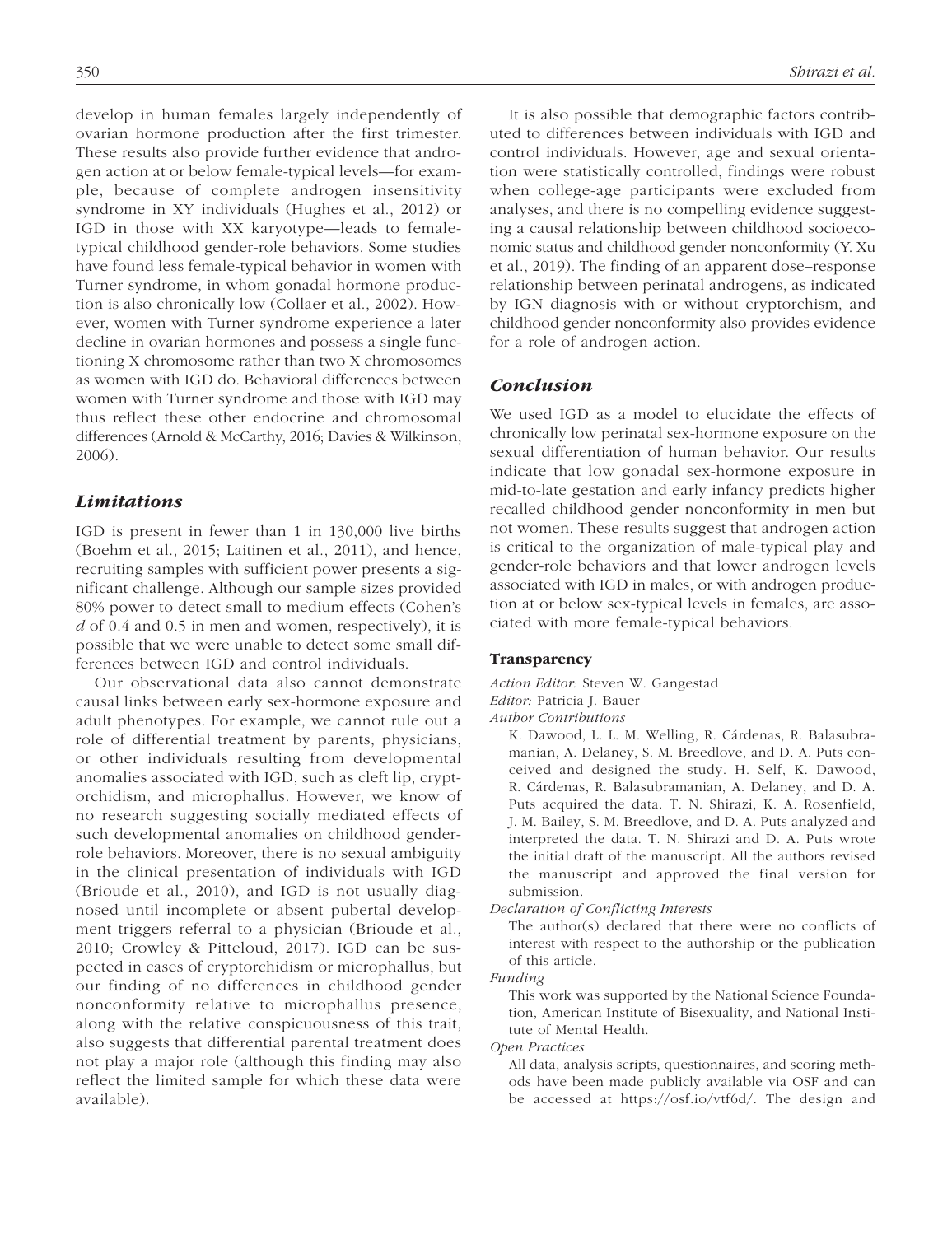develop in human females largely independently of ovarian hormone production after the first trimester. These results also provide further evidence that androgen action at or below female-typical levels—for example, because of complete androgen insensitivity syndrome in XY individuals (Hughes et al., 2012) or IGD in those with XX karyotype—leads to female-typical childhood gender-role behaviors. Some studies have found less female-typical behavior in women with Turner syndrome, in whom gonadal hormone production is also chronically low (Collaer et al., 2002). However, women with Turner syndrome experience a later decline in ovarian hormones and possess a single functioning X chromosome rather than two X chromosomes as women with IGD do. Behavioral differences between women with Turner syndrome and those with IGD may thus reflect these other endocrine and chromosomal differences (Arnold & McCarthy, 2016; Davies & Wilkinson, 2006).

## *Limitations*

IGD is present in fewer than 1 in 130,000 live births (Boehm et al., 2015; Laitinen et al., 2011), and hence, recruiting samples with sufficient power presents a significant challenge. Although our sample sizes provided 80% power to detect small to medium effects (Cohen's *d* of 0.4 and 0.5 in men and women, respectively), it is possible that we were unable to detect some small differences between IGD and control individuals.

Our observational data also cannot demonstrate causal links between early sex-hormone exposure and adult phenotypes. For example, we cannot rule out a role of differential treatment by parents, physicians, or other individuals resulting from developmental anomalies associated with IGD, such as cleft lip, cryptorchidism, and microphallus. However, we know of no research suggesting socially mediated effects of such developmental anomalies on childhood gender-role behaviors. Moreover, there is no sexual ambiguity in the clinical presentation of individuals with IGD (Brioude et al., 2010), and IGD is not usually diagnosed until incomplete or absent pubertal development triggers referral to a physician (Brioude et al., 2010; Crowley & Pitteloud, 2017). IGD can be suspected in cases of cryptorchidism or microphallus, but our finding of no differences in childhood gender nonconformity relative to microphallus presence, along with the relative conspicuousness of this trait, also suggests that differential parental treatment does not play a major role (although this finding may also reflect the limited sample for which these data were available).

It is also possible that demographic factors contributed to differences between individuals with IGD and control individuals. However, age and sexual orientation were statistically controlled, findings were robust when college-age participants were excluded from analyses, and there is no compelling evidence suggesting a causal relationship between childhood socioeconomic status and childhood gender nonconformity (Y. Xu et al., 2019). The finding of an apparent dose–response relationship between perinatal androgens, as indicated by IGN diagnosis with or without cryptorchism, and childhood gender nonconformity also provides evidence for a role of androgen action.

## *Conclusion*

We used IGD as a model to elucidate the effects of chronically low perinatal sex-hormone exposure on the sexual differentiation of human behavior. Our results indicate that low gonadal sex-hormone exposure in mid-to-late gestation and early infancy predicts higher recalled childhood gender nonconformity in men but not women. These results suggest that androgen action is critical to the organization of male-typical play and gender-role behaviors and that lower androgen levels associated with IGD in males, or with androgen production at or below sex-typical levels in females, are associated with more female-typical behaviors.

### Transparency

*Action Editor:* Steven W. Gangestad

*Editor:* Patricia J. Bauer

*Author Contributions*

K. Dawood, L. L. M. Welling, R. Cárdenas, R. Balasubramanian, A. Delaney, S. M. Breedlove, and D. A. Puts conceived and designed the study. H. Self, K. Dawood, R. Cárdenas, R. Balasubramanian, A. Delaney, and D. A. Puts acquired the data. T. N. Shirazi, K. A. Rosenfield, J. M. Bailey, S. M. Breedlove, and D. A. Puts analyzed and interpreted the data. T. N. Shirazi and D. A. Puts wrote the initial draft of the manuscript. All the authors revised the manuscript and approved the final version for submission.

*Declaration of Conflicting Interests*

The author(s) declared that there were no conflicts of interest with respect to the authorship or the publication of this article.

*Funding*

This work was supported by the National Science Foundation, American Institute of Bisexuality, and National Institute of Mental Health.

*Open Practices*

All data, analysis scripts, questionnaires, and scoring methods have been made publicly available via OSF and can be accessed at https://osf.io/vtf6d/. The design and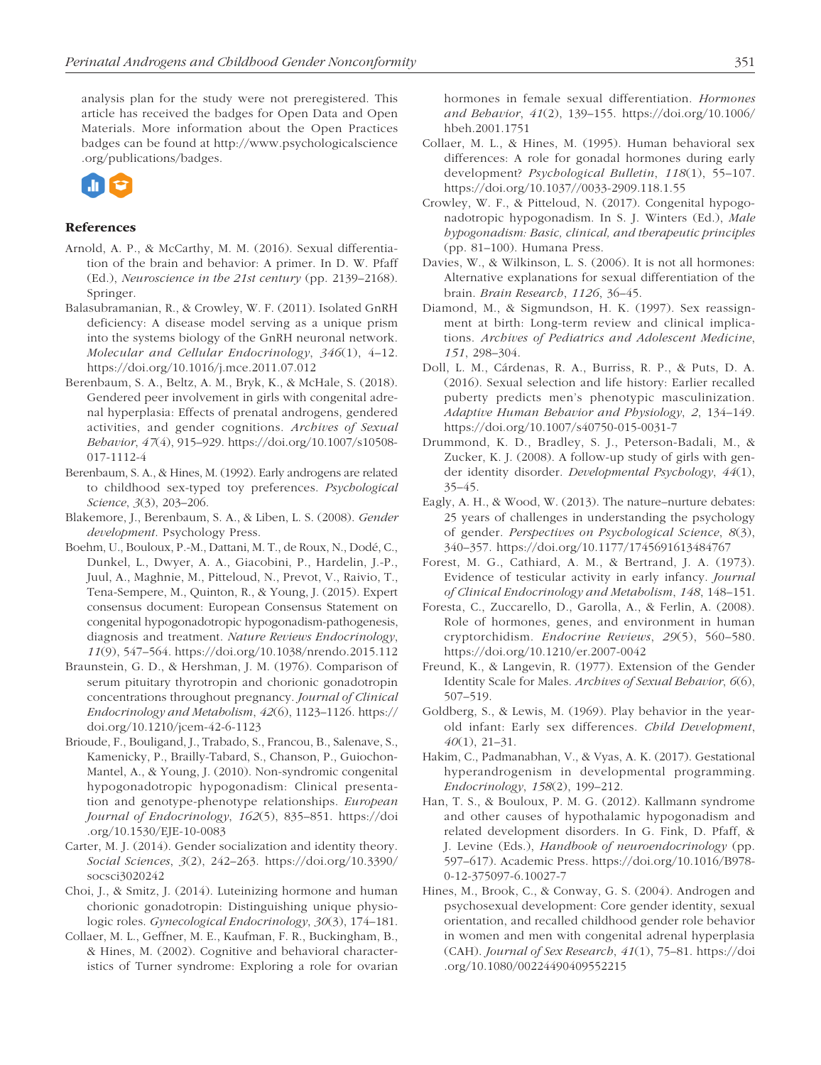analysis plan for the study were not preregistered. This article has received the badges for Open Data and Open Materials. More information about the Open Practices badges can be found at http://www.psychologicalscience.org/publications/badges.

## References

Arnold, A. P., & McCarthy, M. M. (2016). Sexual differentiation of the brain and behavior: A primer. In D. W. Pfaff (Ed.), *Neuroscience in the 21st century* (pp. 2139–2168). Springer.

Balasubramanian, R., & Crowley, W. F. (2011). Isolated GnRH deficiency: A disease model serving as a unique prism into the systems biology of the GnRH neuronal network. *Molecular and Cellular Endocrinology*, *346*(1), 4–12. https://doi.org/10.1016/j.mce.2011.07.012

Berenbaum, S. A., Beltz, A. M., Bryk, K., & McHale, S. (2018). Gendered peer involvement in girls with congenital adrenal hyperplasia: Effects of prenatal androgens, gendered activities, and gender cognitions. *Archives of Sexual Behavior*, *47*(4), 915–929. https://doi.org/10.1007/s10508-017-1112-4

Berenbaum, S. A., & Hines, M. (1992). Early androgens are related to childhood sex-typed toy preferences. *Psychological Science*, *3*(3), 203–206.

Blakemore, J., Berenbaum, S. A., & Liben, L. S. (2008). *Gender development*. Psychology Press.

Boehm, U., Bouloux, P.-M., Dattani, M. T., de Roux, N., Dodé, C., Dunkel, L., Dwyer, A. A., Giacobini, P., Hardelin, J.-P., Juul, A., Maghnie, M., Pitteloud, N., Prevot, V., Raivio, T., Tena-Sempere, M., Quinton, R., & Young, J. (2015). Expert consensus document: European Consensus Statement on congenital hypogonadotropic hypogonadism-pathogenesis, diagnosis and treatment. *Nature Reviews Endocrinology*, *11*(9), 547–564. https://doi.org/10.1038/nrendo.2015.112

Braunstein, G. D., & Hershman, J. M. (1976). Comparison of serum pituitary thyrotropin and chorionic gonadotropin concentrations throughout pregnancy. *Journal of Clinical Endocrinology and Metabolism*, *42*(6), 1123–1126. https://doi.org/10.1210/jcem-42-6-1123

Brioude, F., Bouligand, J., Trabado, S., Francou, B., Salenave, S., Kamenicky, P., Brailly-Tabard, S., Chanson, P., Guiochon-Mantel, A., & Young, J. (2010). Non-syndromic congenital hypogonadotropic hypogonadism: Clinical presentation and genotype-phenotype relationships. *European Journal of Endocrinology*, *162*(5), 835–851. https://doi.org/10.1530/EJE-10-0083

Carter, M. J. (2014). Gender socialization and identity theory. *Social Sciences*, *3*(2), 242–263. https://doi.org/10.3390/socsci3020242

Choi, J., & Smitz, J. (2014). Luteinizing hormone and human chorionic gonadotropin: Distinguishing unique physiologic roles. *Gynecological Endocrinology*, *30*(3), 174–181.

Collaer, M. L., Geffner, M. E., Kaufman, F. R., Buckingham, B., & Hines, M. (2002). Cognitive and behavioral characteristics of Turner syndrome: Exploring a role for ovarian hormones in female sexual differentiation. *Hormones and Behavior*, *41*(2), 139–155. https://doi.org/10.1006/hbeh.2001.1751

Collaer, M. L., & Hines, M. (1995). Human behavioral sex differences: A role for gonadal hormones during early development? *Psychological Bulletin*, *118*(1), 55–107. https://doi.org/10.1037//0033-2909.118.1.55

Crowley, W. F., & Pitteloud, N. (2017). Congenital hypogonadotropic hypogonadism. In S. J. Winters (Ed.), *Male hypogonadism: Basic, clinical, and therapeutic principles* (pp. 81–100). Humana Press.

Davies, W., & Wilkinson, L. S. (2006). It is not all hormones: Alternative explanations for sexual differentiation of the brain. *Brain Research*, *1126*, 36–45.

Diamond, M., & Sigmundson, H. K. (1997). Sex reassignment at birth: Long-term review and clinical implications. *Archives of Pediatrics and Adolescent Medicine*, *151*, 298–304.

Doll, L. M., Cárdenas, R. A., Burriss, R. P., & Puts, D. A. (2016). Sexual selection and life history: Earlier recalled puberty predicts men's phenotypic masculinization. *Adaptive Human Behavior and Physiology*, *2*, 134–149. https://doi.org/10.1007/s40750-015-0031-7

Drummond, K. D., Bradley, S. J., Peterson-Badali, M., & Zucker, K. J. (2008). A follow-up study of girls with gender identity disorder. *Developmental Psychology*, *44*(1), 35–45.

Eagly, A. H., & Wood, W. (2013). The nature–nurture debates: 25 years of challenges in understanding the psychology of gender. *Perspectives on Psychological Science*, *8*(3), 340–357. https://doi.org/10.1177/1745691613484767

Forest, M. G., Cathiard, A. M., & Bertrand, J. A. (1973). Evidence of testicular activity in early infancy. *Journal of Clinical Endocrinology and Metabolism*, *148*, 148–151.

Foresta, C., Zuccarello, D., Garolla, A., & Ferlin, A. (2008). Role of hormones, genes, and environment in human cryptorchidism. *Endocrine Reviews*, *29*(5), 560–580. https://doi.org/10.1210/er.2007-0042

Freund, K., & Langevin, R. (1977). Extension of the Gender Identity Scale for Males. *Archives of Sexual Behavior*, *6*(6), 507–519.

Goldberg, S., & Lewis, M. (1969). Play behavior in the year-old infant: Early sex differences. *Child Development*, *40*(1), 21–31.

Hakim, C., Padmanabhan, V., & Vyas, A. K. (2017). Gestational hyperandrogenism in developmental programming. *Endocrinology*, *158*(2), 199–212.

Han, T. S., & Bouloux, P. M. G. (2012). Kallmann syndrome and other causes of hypothalamic hypogonadism and related development disorders. In G. Fink, D. Pfaff, & J. Levine (Eds.), *Handbook of neuroendocrinology* (pp. 597–617). Academic Press. https://doi.org/10.1016/B978-0-12-375097-6.10027-7

Hines, M., Brook, C., & Conway, G. S. (2004). Androgen and psychosexual development: Core gender identity, sexual orientation, and recalled childhood gender role behavior in women and men with congenital adrenal hyperplasia (CAH). *Journal of Sex Research*, *41*(1), 75–81. https://doi.org/10.1080/00224490409552215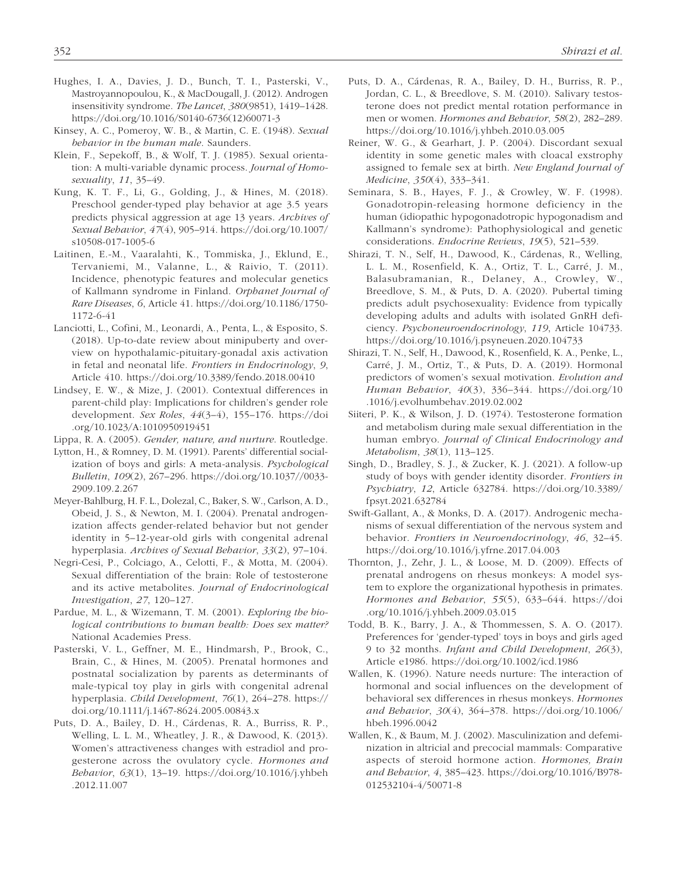Hughes, I. A., Davies, J. D., Bunch, T. I., Pasterski, V., Mastroyannopoulou, K., & MacDougall, J. (2012). Androgen insensitivity syndrome. *The Lancet*, *380*(9851), 1419–1428. https://doi.org/10.1016/S0140-6736(12)60071-3

Kinsey, A. C., Pomeroy, W. B., & Martin, C. E. (1948). *Sexual behavior in the human male*. Saunders.

Klein, F., Sepekoff, B., & Wolf, T. J. (1985). Sexual orientation: A multi-variable dynamic process. *Journal of Homosexuality*, *11*, 35–49.

Kung, K. T. F., Li, G., Golding, J., & Hines, M. (2018). Preschool gender-typed play behavior at age 3.5 years predicts physical aggression at age 13 years. *Archives of Sexual Behavior*, *47*(4), 905–914. https://doi.org/10.1007/s10508-017-1005-6

Laitinen, E.-M., Vaaralahti, K., Tommiska, J., Eklund, E., Tervaniemi, M., Valanne, L., & Raivio, T. (2011). Incidence, phenotypic features and molecular genetics of Kallmann syndrome in Finland. *Orphanet Journal of Rare Diseases*, *6*, Article 41. https://doi.org/10.1186/1750-1172-6-41

Lanciotti, L., Cofini, M., Leonardi, A., Penta, L., & Esposito, S. (2018). Up-to-date review about minipuberty and overview on hypothalamic-pituitary-gonadal axis activation in fetal and neonatal life. *Frontiers in Endocrinology*, *9*, Article 410. https://doi.org/10.3389/fendo.2018.00410

Lindsey, E. W., & Mize, J. (2001). Contextual differences in parent-child play: Implications for children's gender role development. *Sex Roles*, *44*(3–4), 155–176. https://doi.org/10.1023/A:1010950919451

Lippa, R. A. (2005). *Gender, nature, and nurture*. Routledge.

Lytton, H., & Romney, D. M. (1991). Parents' differential socialization of boys and girls: A meta-analysis. *Psychological Bulletin*, *109*(2), 267–296. https://doi.org/10.1037//0033-2909.109.2.267

Meyer-Bahlburg, H. F. L., Dolezal, C., Baker, S. W., Carlson, A. D., Obeid, J. S., & Newton, M. I. (2004). Prenatal androgenization affects gender-related behavior but not gender identity in 5–12-year-old girls with congenital adrenal hyperplasia. *Archives of Sexual Behavior*, *33*(2), 97–104.

Negri-Cesi, P., Colciago, A., Celotti, F., & Motta, M. (2004). Sexual differentiation of the brain: Role of testosterone and its active metabolites. *Journal of Endocrinological Investigation*, *27*, 120–127.

Pardue, M. L., & Wizemann, T. M. (2001). *Exploring the biological contributions to human health: Does sex matter?* National Academies Press.

Pasterski, V. L., Geffner, M. E., Hindmarsh, P., Brook, C., Brain, C., & Hines, M. (2005). Prenatal hormones and postnatal socialization by parents as determinants of male-typical toy play in girls with congenital adrenal hyperplasia. *Child Development*, *76*(1), 264–278. https://doi.org/10.1111/j.1467-8624.2005.00843.x

Puts, D. A., Bailey, D. H., Cárdenas, R. A., Burriss, R. P., Welling, L. L. M., Wheatley, J. R., & Dawood, K. (2013). Women's attractiveness changes with estradiol and progesterone across the ovulatory cycle. *Hormones and Behavior*, *63*(1), 13–19. https://doi.org/10.1016/j.yhbeh.2012.11.007

Puts, D. A., Cárdenas, R. A., Bailey, D. H., Burriss, R. P., Jordan, C. L., & Breedlove, S. M. (2010). Salivary testosterone does not predict mental rotation performance in men or women. *Hormones and Behavior*, *58*(2), 282–289. https://doi.org/10.1016/j.yhbeh.2010.03.005

Reiner, W. G., & Gearhart, J. P. (2004). Discordant sexual identity in some genetic males with cloacal exstrophy assigned to female sex at birth. *New England Journal of Medicine*, *350*(4), 333–341.

Seminara, S. B., Hayes, F. J., & Crowley, W. F. (1998). Gonadotropin-releasing hormone deficiency in the human (idiopathic hypogonadotropic hypogonadism and Kallmann's syndrome): Pathophysiological and genetic considerations. *Endocrine Reviews*, *19*(5), 521–539.

Shirazi, T. N., Self, H., Dawood, K., Cárdenas, R., Welling, L. L. M., Rosenfield, K. A., Ortiz, T. L., Carré, J. M., Balasubramanian, R., Delaney, A., Crowley, W., Breedlove, S. M., & Puts, D. A. (2020). Pubertal timing predicts adult psychosexuality: Evidence from typically developing adults and adults with isolated GnRH deficiency. *Psychoneuroendocrinology*, *119*, Article 104733. https://doi.org/10.1016/j.psyneuen.2020.104733

Shirazi, T. N., Self, H., Dawood, K., Rosenfield, K. A., Penke, L., Carré, J. M., Ortiz, T., & Puts, D. A. (2019). Hormonal predictors of women's sexual motivation. *Evolution and Human Behavior*, *40*(3), 336–344. https://doi.org/10.1016/j.evolhumbehav.2019.02.002

Siiteri, P. K., & Wilson, J. D. (1974). Testosterone formation and metabolism during male sexual differentiation in the human embryo. *Journal of Clinical Endocrinology and Metabolism*, *38*(1), 113–125.

Singh, D., Bradley, S. J., & Zucker, K. J. (2021). A follow-up study of boys with gender identity disorder. *Frontiers in Psychiatry*, *12*, Article 632784. https://doi.org/10.3389/fpsyt.2021.632784

Swift-Gallant, A., & Monks, D. A. (2017). Androgenic mechanisms of sexual differentiation of the nervous system and behavior. *Frontiers in Neuroendocrinology*, *46*, 32–45. https://doi.org/10.1016/j.yfrne.2017.04.003

Thornton, J., Zehr, J. L., & Loose, M. D. (2009). Effects of prenatal androgens on rhesus monkeys: A model system to explore the organizational hypothesis in primates. *Hormones and Behavior*, *55*(5), 633–644. https://doi.org/10.1016/j.yhbeh.2009.03.015

Todd, B. K., Barry, J. A., & Thommessen, S. A. O. (2017). Preferences for 'gender-typed' toys in boys and girls aged 9 to 32 months. *Infant and Child Development*, *26*(3), Article e1986. https://doi.org/10.1002/icd.1986

Wallen, K. (1996). Nature needs nurture: The interaction of hormonal and social influences on the development of behavioral sex differences in rhesus monkeys. *Hormones and Behavior*, *30*(4), 364–378. https://doi.org/10.1006/hbeh.1996.0042

Wallen, K., & Baum, M. J. (2002). Masculinization and defeminization in altricial and precocial mammals: Comparative aspects of steroid hormone action. *Hormones, Brain and Behavior*, *4*, 385–423. https://doi.org/10.1016/B978-012532104-4/50071-8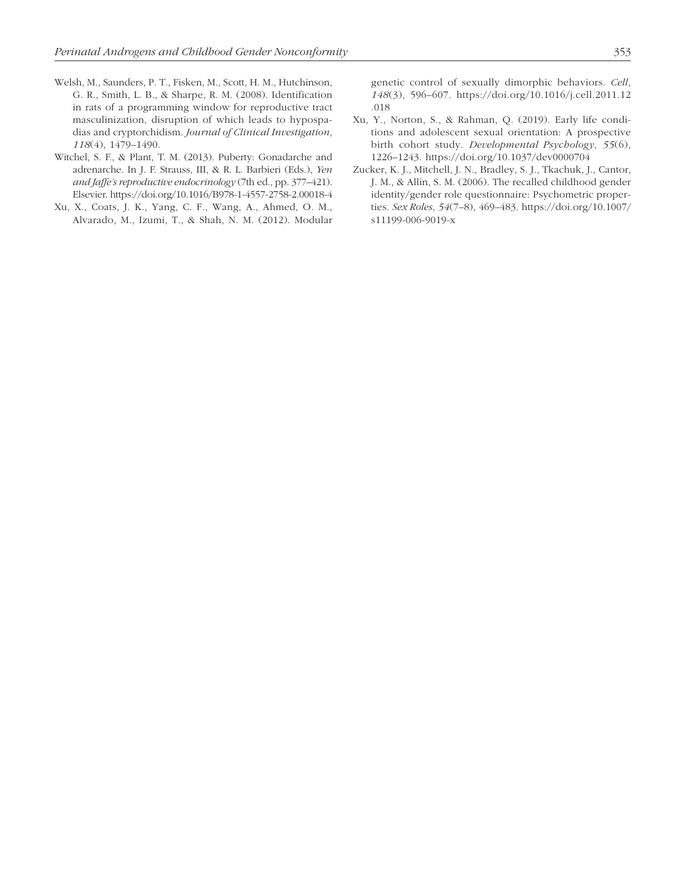Welsh, M., Saunders, P. T., Fisken, M., Scott, H. M., Hutchinson, G. R., Smith, L. B., & Sharpe, R. M. (2008). Identification in rats of a programming window for reproductive tract masculinization, disruption of which leads to hypospadias and cryptorchidism. *Journal of Clinical Investigation*, *118*(4), 1479–1490.

Witchel, S. F., & Plant, T. M. (2013). Puberty: Gonadarche and adrenarche. In J. F. Strauss, III, & R. L. Barbieri (Eds.), *Yen and Jaffe's reproductive endocrinology* (7th ed., pp. 377–421). Elsevier. https://doi.org/10.1016/B978-1-4557-2758-2.00018-4

Xu, X., Coats, J. K., Yang, C. F., Wang, A., Ahmed, O. M., Alvarado, M., Izumi, T., & Shah, N. M. (2012). Modular genetic control of sexually dimorphic behaviors. *Cell*, *148*(3), 596–607. https://doi.org/10.1016/j.cell.2011.12.018

Xu, Y., Norton, S., & Rahman, Q. (2019). Early life conditions and adolescent sexual orientation: A prospective birth cohort study. *Developmental Psychology*, *55*(6), 1226–1243. https://doi.org/10.1037/dev0000704

Zucker, K. J., Mitchell, J. N., Bradley, S. J., Tkachuk, J., Cantor, J. M., & Allin, S. M. (2006). The recalled childhood gender identity/gender role questionnaire: Psychometric properties. *Sex Roles*, *54*(7–8), 469–483. https://doi.org/10.1007/s11199-006-9019-x